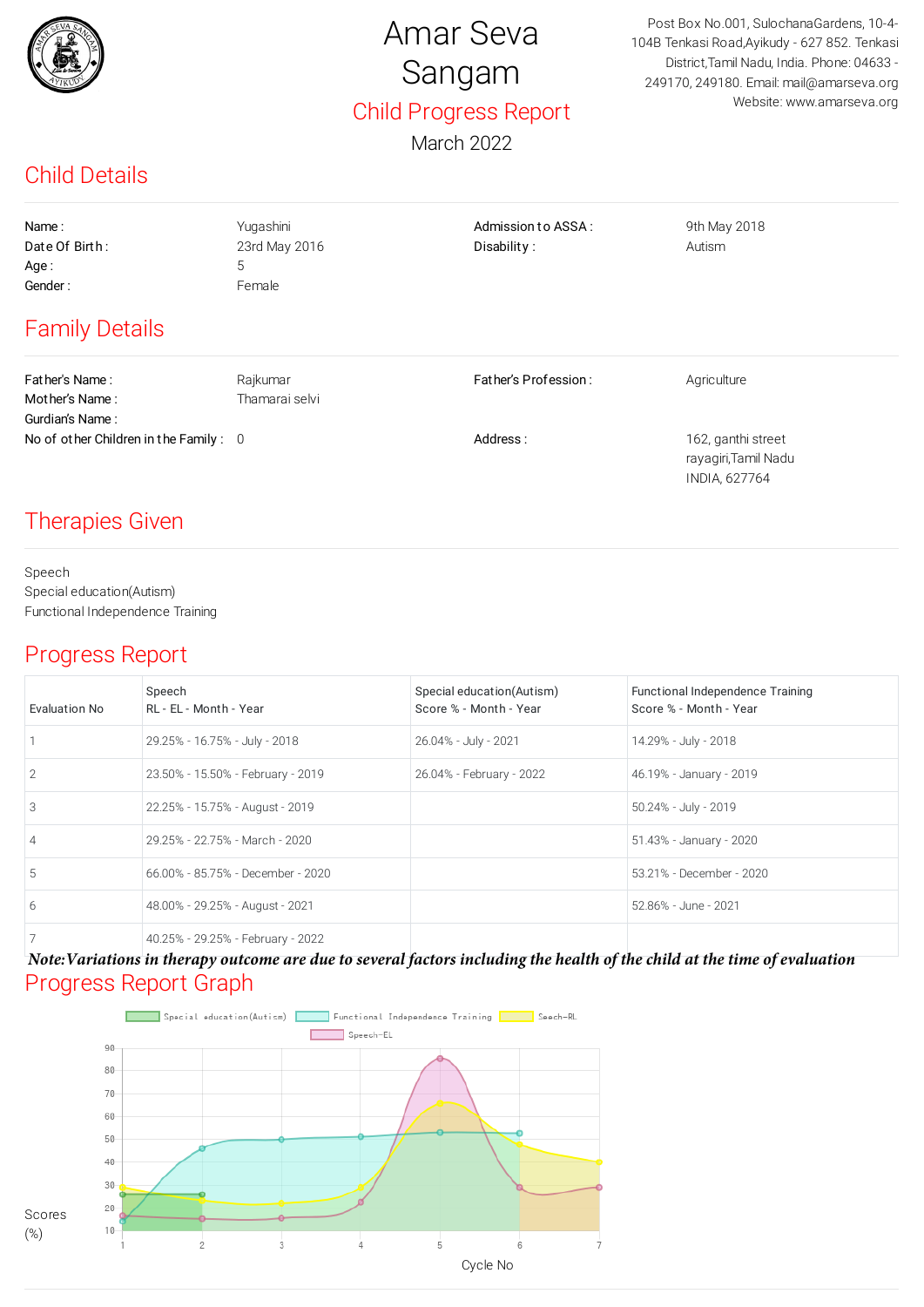# Amar Seva Sangam

## Child Progress Report

March 2022

Post Box No.001, SulochanaGardens, 10-4-104B Tenkasi Road,Ayikudy - 627 852. Tenkasi District,Tamil Nadu, India. Phone: 04633 - 249170, 249180. Email: mail@amarseva.org Website: www.amarseva.org

## Child Details

Name : Yugashini
Date Of Birth : 23rd May 2016
Age : 5
Gender : Female
Admission to ASSA : 9th May 2018
Disability : Autism

## Family Details

Father's Name : Rajkumar
Mother's Name : Thamarai selvi
Gurdian's Name :
No of other Children in the Family : 0
Father's Profession : Agriculture
Address : 162, ganthi street
rayagiri,Tamil Nadu
INDIA, 627764

## Therapies Given

Speech
Special education(Autism)
Functional Independence Training

## Progress Report

| Evaluation No | Speech<br>RL - EL - Month - Year | Special education(Autism)<br>Score % - Month - Year | Functional Independence Training<br>Score % - Month - Year |
|---|---|---|---|
| 1 | 29.25% - 16.75% - July - 2018 | 26.04% - July - 2021 | 14.29% - July - 2018 |
| 2 | 23.50% - 15.50% - February - 2019 | 26.04% - February - 2022 | 46.19% - January - 2019 |
| 3 | 22.25% - 15.75% - August - 2019 | | 50.24% - July - 2019 |
| 4 | 29.25% - 22.75% - March - 2020 | | 51.43% - January - 2020 |
| 5 | 66.00% - 85.75% - December - 2020 | | 53.21% - December - 2020 |
| 6 | 48.00% - 29.25% - August - 2021 | | 52.86% - June - 2021 |
| 7 | 40.25% - 29.25% - February - 2022 | | |

***Note:Variations in therapy outcome are due to several factors including the health of the child at the time of evaluation***

## Progress Report Graph

Special education(Autism) | Functional Independence Training | Seech-RL | Speech-EL

Scores (%)

Cycle No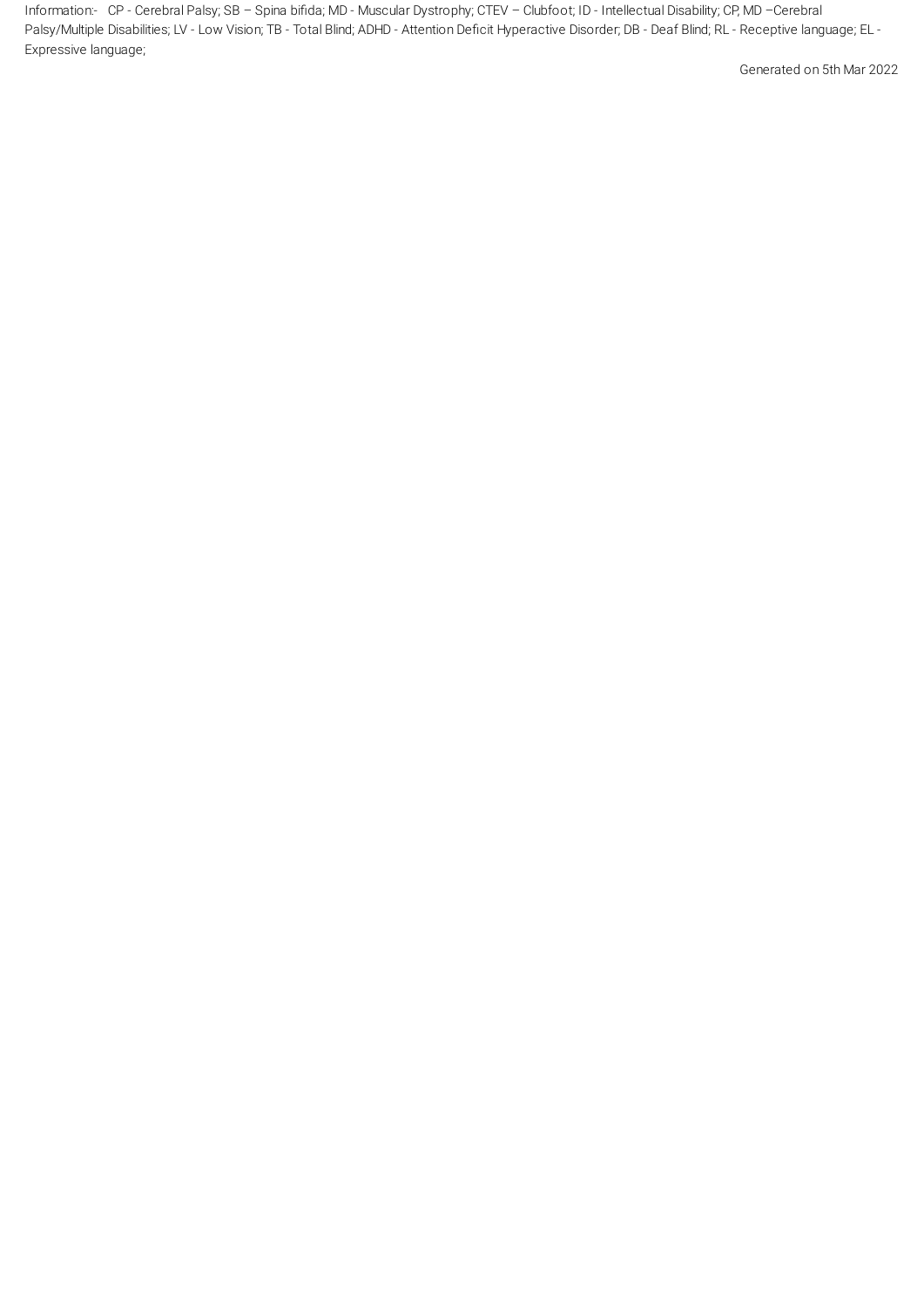Information:- CP - Cerebral Palsy; SB – Spina bifida; MD - Muscular Dystrophy; CTEV – Clubfoot; ID - Intellectual Disability; CP, MD –Cerebral Palsy/Multiple Disabilities; LV - Low Vision; TB - Total Blind; ADHD - Attention Deficit Hyperactive Disorder; DB - Deaf Blind; RL - Receptive language; EL - Expressive language;

Generated on 5th Mar 2022